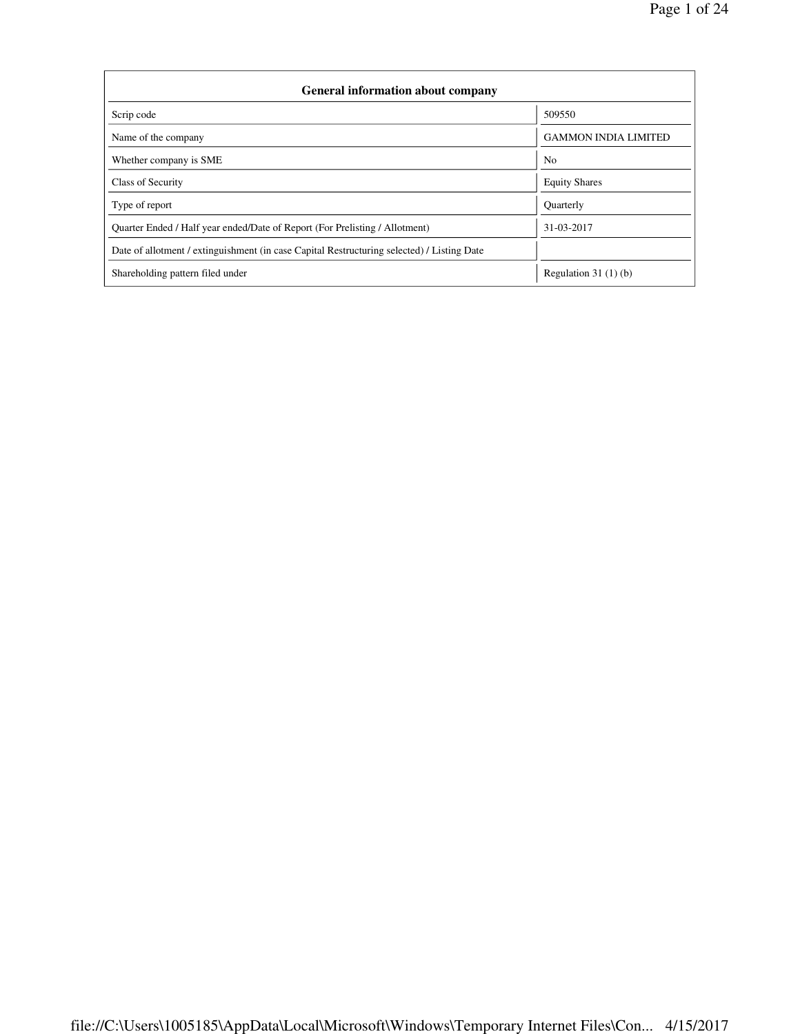| General information about company | |
|---|---|
| Scrip code | 509550 |
| Name of the company | GAMMON INDIA LIMITED |
| Whether company is SME | No |
| Class of Security | Equity Shares |
| Type of report | Quarterly |
| Quarter Ended / Half year ended/Date of Report (For Prelisting / Allotment) | 31-03-2017 |
| Date of allotment / extinguishment (in case Capital Restructuring selected) / Listing Date | |
| Shareholding pattern filed under | Regulation 31 (1) (b) |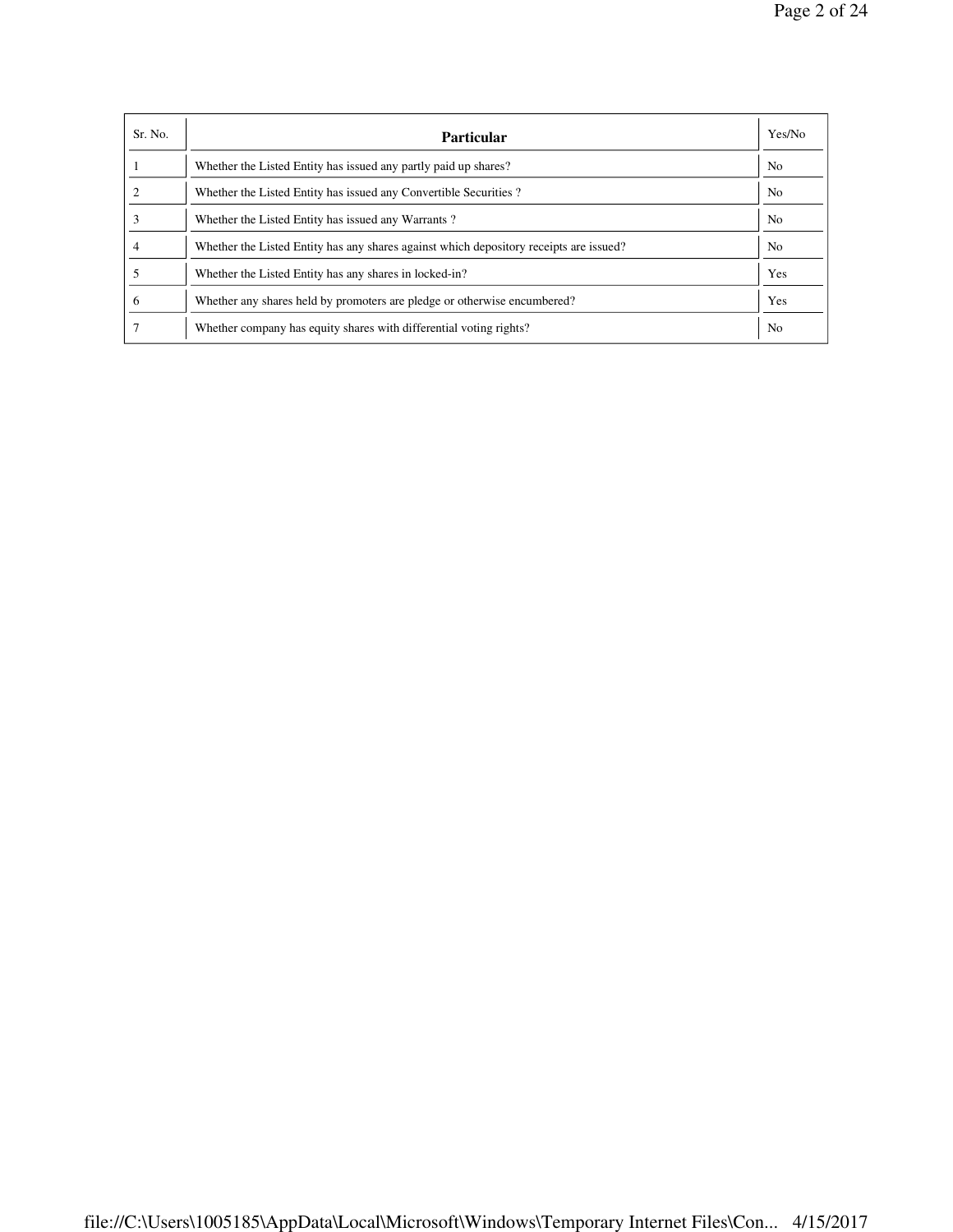| Sr. No. | Particular | Yes/No |
|---|---|---|
| 1 | Whether the Listed Entity has issued any partly paid up shares? | No |
| 2 | Whether the Listed Entity has issued any Convertible Securities ? | No |
| 3 | Whether the Listed Entity has issued any Warrants ? | No |
| 4 | Whether the Listed Entity has any shares against which depository receipts are issued? | No |
| 5 | Whether the Listed Entity has any shares in locked-in? | Yes |
| 6 | Whether any shares held by promoters are pledge or otherwise encumbered? | Yes |
| 7 | Whether company has equity shares with differential voting rights? | No |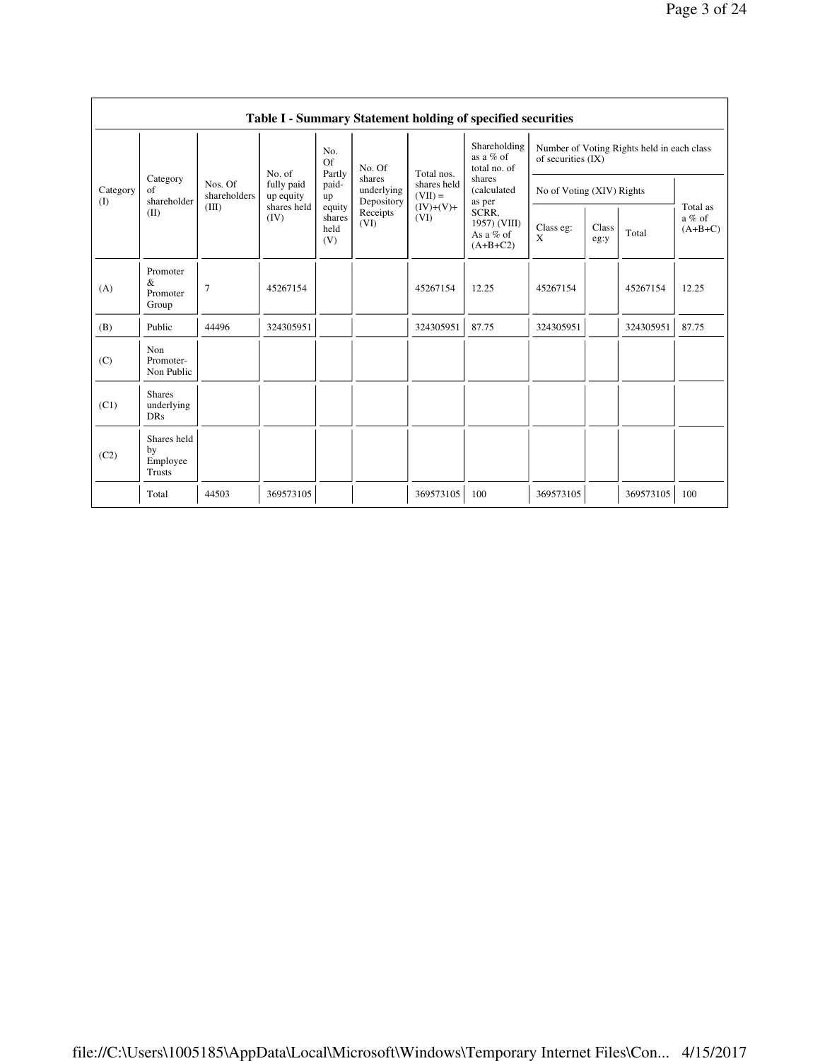## Table I - Summary Statement holding of specified securities

| Category (I) | Category of shareholder (II) | Nos. Of shareholders (III) | No. of fully paid up equity shares held (IV) | No. Of Partly paid-up equity shares held (V) | No. Of shares underlying Depository Receipts (VI) | Total nos. shares held (VII) = (IV)+(V)+ (VI) | Shareholding as a % of total no. of shares (calculated as per SCRR, 1957) (VIII) As a % of (A+B+C2) | Number of Voting Rights held in each class of securities (IX) | | | |
|---|---|---|---|---|---|---|---|---|---|---|---|
| | | | | | | | | No of Voting (XIV) Rights | | | Total as a % of (A+B+C) |
| | | | | | | | | Class eg: X | Class eg:y | Total | |
| (A) | Promoter & Promoter Group | 7 | 45267154 | | | 45267154 | 12.25 | 45267154 | | 45267154 | 12.25 |
| (B) | Public | 44496 | 324305951 | | | 324305951 | 87.75 | 324305951 | | 324305951 | 87.75 |
| (C) | Non Promoter- Non Public | | | | | | | | | | |
| (C1) | Shares underlying DRs | | | | | | | | | | |
| (C2) | Shares held by Employee Trusts | | | | | | | | | | |
| | Total | 44503 | 369573105 | | | 369573105 | 100 | 369573105 | | 369573105 | 100 |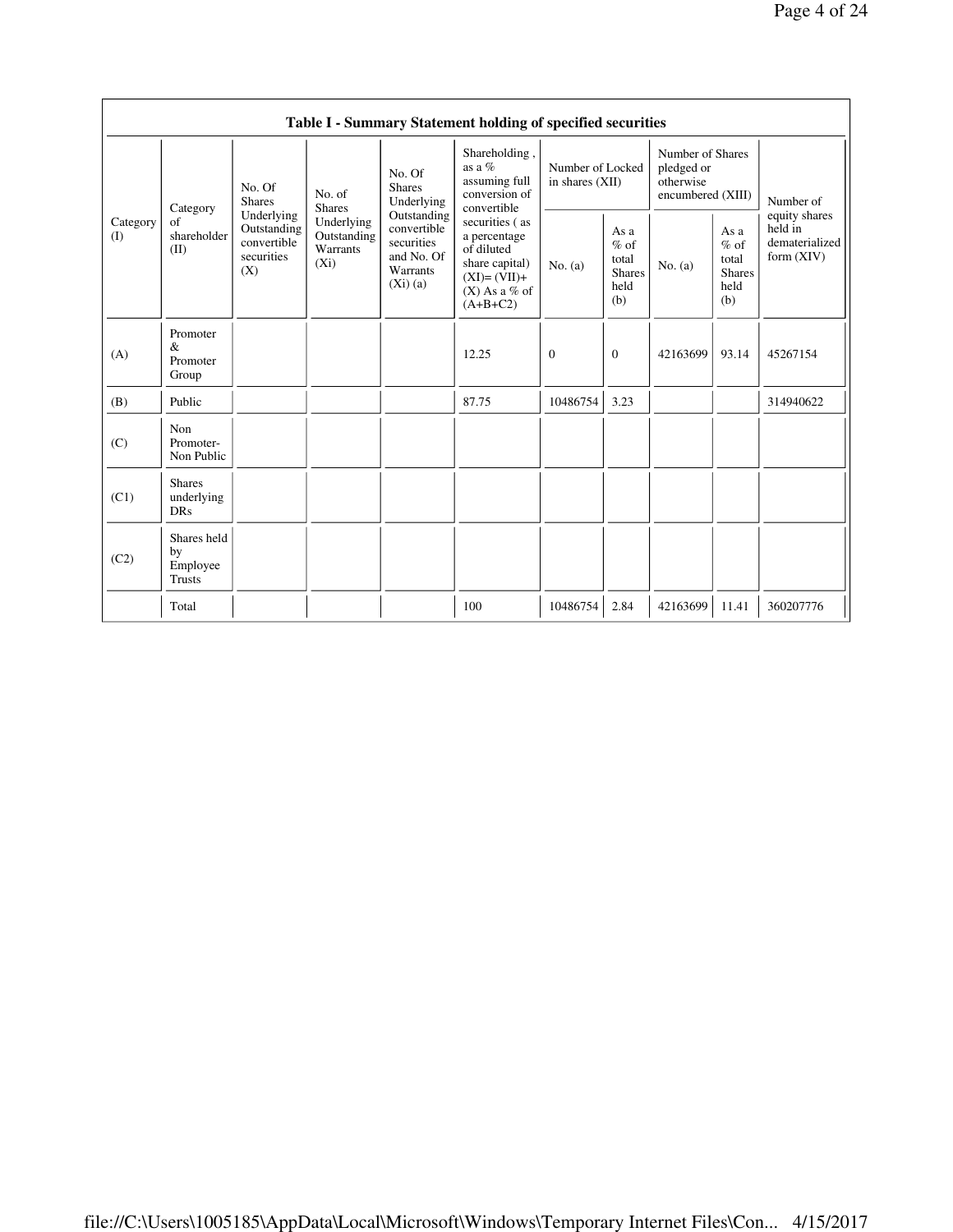| Table I - Summary Statement holding of specified securities | | | | | | | | | | |
|---|---|---|---|---|---|---|---|---|---|---|
| Category (I) | Category of shareholder (II) | No. Of Shares Underlying Outstanding convertible securities (X) | No. of Shares Underlying Outstanding Warrants (Xi) | No. Of Shares Underlying Outstanding convertible securities and No. Of Warrants (Xi) (a) | Shareholding , as a % assuming full conversion of convertible securities ( as a percentage of diluted share capital) (XI)= (VII)+(X) As a % of (A+B+C2) | Number of Locked in shares (XII) | | Number of Shares pledged or otherwise encumbered (XIII) | | Number of equity shares held in dematerialized form (XIV) |
| | | | | | | No. (a) | As a % of total Shares held (b) | No. (a) | As a % of total Shares held (b) | |
| (A) | Promoter & Promoter Group | | | | 12.25 | 0 | 0 | 42163699 | 93.14 | 45267154 |
| (B) | Public | | | | 87.75 | 10486754 | 3.23 | | | 314940622 |
| (C) | Non Promoter- Non Public | | | | | | | | | |
| (C1) | Shares underlying DRs | | | | | | | | | |
| (C2) | Shares held by Employee Trusts | | | | | | | | | |
| | Total | | | | 100 | 10486754 | 2.84 | 42163699 | 11.41 | 360207776 |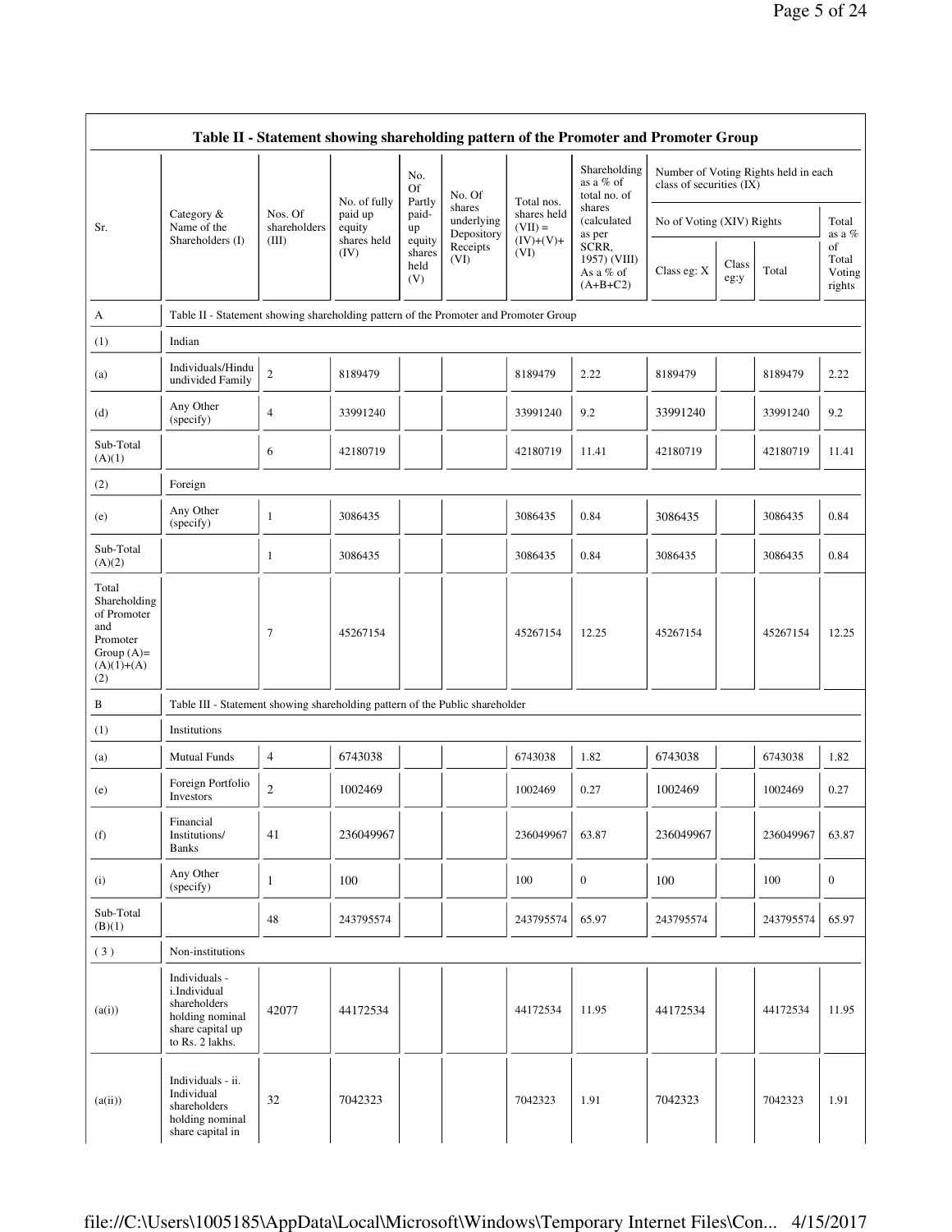| Sr. | Category & Name of the Shareholders (I) | Nos. Of shareholders (III) | No. of fully paid up equity shares held (IV) | No. Of Partly paid-up equity shares held (V) | No. Of shares underlying Depository Receipts (VI) | Total nos. shares held (VII) = (IV)+(V)+ (VI) | Shareholding as a % of total no. of shares (calculated as per SCRR, 1957) (VIII) As a % of (A+B+C2) | Number of Voting Rights held in each class of securities (IX) | | | |
|---|---|---|---|---|---|---|---|---|---|---|---|
| | | | | | | | | No of Voting (XIV) Rights | | | Total as a % of Total Voting rights |
| | | | | | | | | Class eg: X | Class eg:y | Total | |
| A | Table II - Statement showing shareholding pattern of the Promoter and Promoter Group | | | | | | | | | | |
| (1) | Indian | | | | | | | | | | |
| (a) | Individuals/Hindu undivided Family | 2 | 8189479 | | | 8189479 | 2.22 | 8189479 | | 8189479 | 2.22 |
| (d) | Any Other (specify) | 4 | 33991240 | | | 33991240 | 9.2 | 33991240 | | 33991240 | 9.2 |
| Sub-Total (A)(1) | | 6 | 42180719 | | | 42180719 | 11.41 | 42180719 | | 42180719 | 11.41 |
| (2) | Foreign | | | | | | | | | | |
| (e) | Any Other (specify) | 1 | 3086435 | | | 3086435 | 0.84 | 3086435 | | 3086435 | 0.84 |
| Sub-Total (A)(2) | | 1 | 3086435 | | | 3086435 | 0.84 | 3086435 | | 3086435 | 0.84 |
| Total Shareholding of Promoter and Promoter Group (A)=(A)(1)+(A)(2) | | 7 | 45267154 | | | 45267154 | 12.25 | 45267154 | | 45267154 | 12.25 |
| B | Table III - Statement showing shareholding pattern of the Public shareholder | | | | | | | | | | |
| (1) | Institutions | | | | | | | | | | |
| (a) | Mutual Funds | 4 | 6743038 | | | 6743038 | 1.82 | 6743038 | | 6743038 | 1.82 |
| (e) | Foreign Portfolio Investors | 2 | 1002469 | | | 1002469 | 0.27 | 1002469 | | 1002469 | 0.27 |
| (f) | Financial Institutions/ Banks | 41 | 236049967 | | | 236049967 | 63.87 | 236049967 | | 236049967 | 63.87 |
| (i) | Any Other (specify) | 1 | 100 | | | 100 | 0 | 100 | | 100 | 0 |
| Sub-Total (B)(1) | | 48 | 243795574 | | | 243795574 | 65.97 | 243795574 | | 243795574 | 65.97 |
| ( 3 ) | Non-institutions | | | | | | | | | | |
| (a(i)) | Individuals - i.Individual shareholders holding nominal share capital up to Rs. 2 lakhs. | 42077 | 44172534 | | | 44172534 | 11.95 | 44172534 | | 44172534 | 11.95 |
| (a(ii)) | Individuals - ii. Individual shareholders holding nominal share capital in | 32 | 7042323 | | | 7042323 | 1.91 | 7042323 | | 7042323 | 1.91 |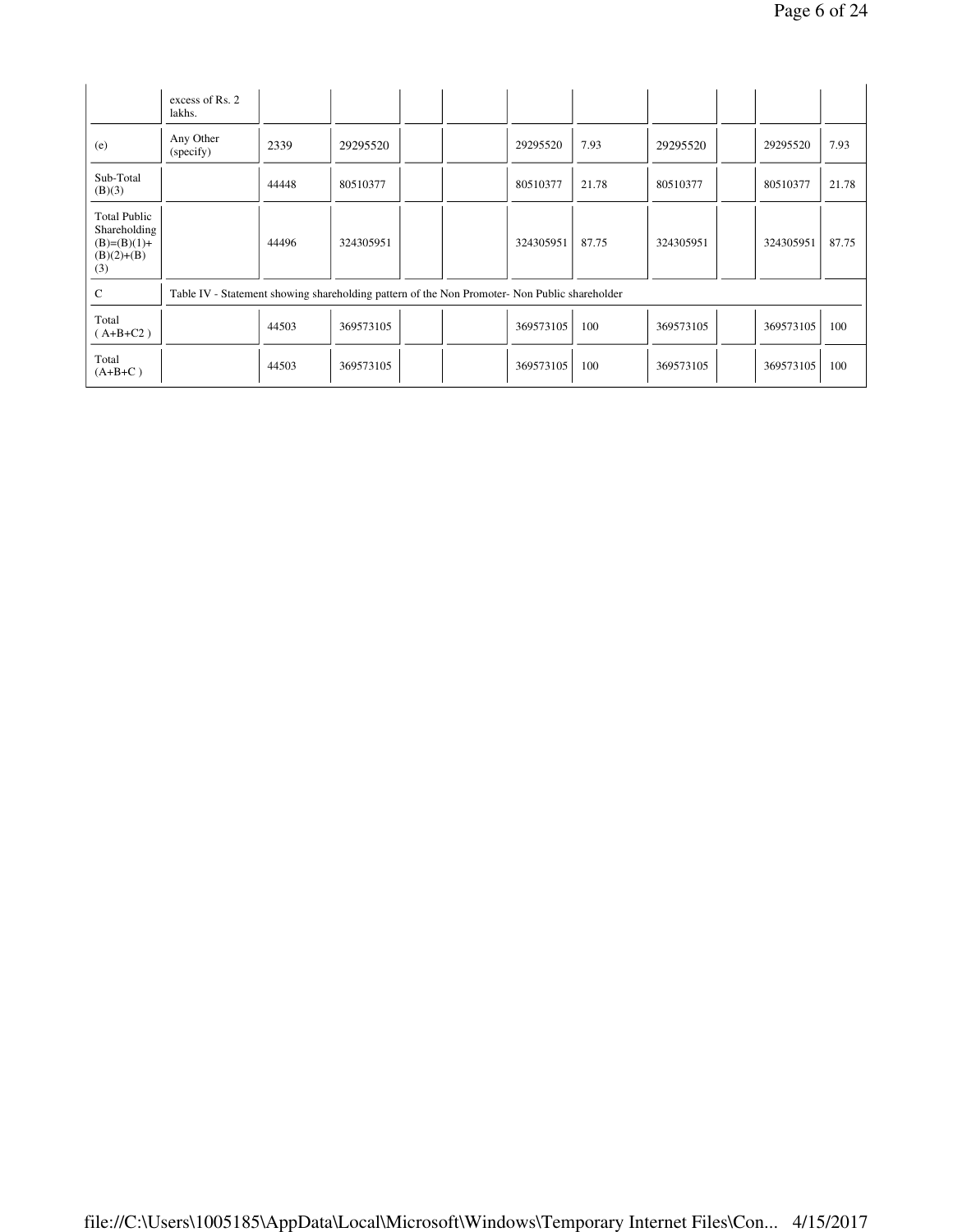| | | | | | | | | | | | |
|---|---|---|---|---|---|---|---|---|---|---|---|
| | excess of Rs. 2 lakhs. | | | | | | | | | | |
| (e) | Any Other (specify) | 2339 | 29295520 | | | 29295520 | 7.93 | 29295520 | | 29295520 | 7.93 |
| Sub-Total (B)(3) | | 44448 | 80510377 | | | 80510377 | 21.78 | 80510377 | | 80510377 | 21.78 |
| Total Public Shareholding (B)=(B)(1)+(B)(2)+(B)(3) | | 44496 | 324305951 | | | 324305951 | 87.75 | 324305951 | | 324305951 | 87.75 |
| C | Table IV - Statement showing shareholding pattern of the Non Promoter- Non Public shareholder | | | | | | | | | | |
| Total ( A+B+C2 ) | | 44503 | 369573105 | | | 369573105 | 100 | 369573105 | | 369573105 | 100 |
| Total (A+B+C ) | | 44503 | 369573105 | | | 369573105 | 100 | 369573105 | | 369573105 | 100 |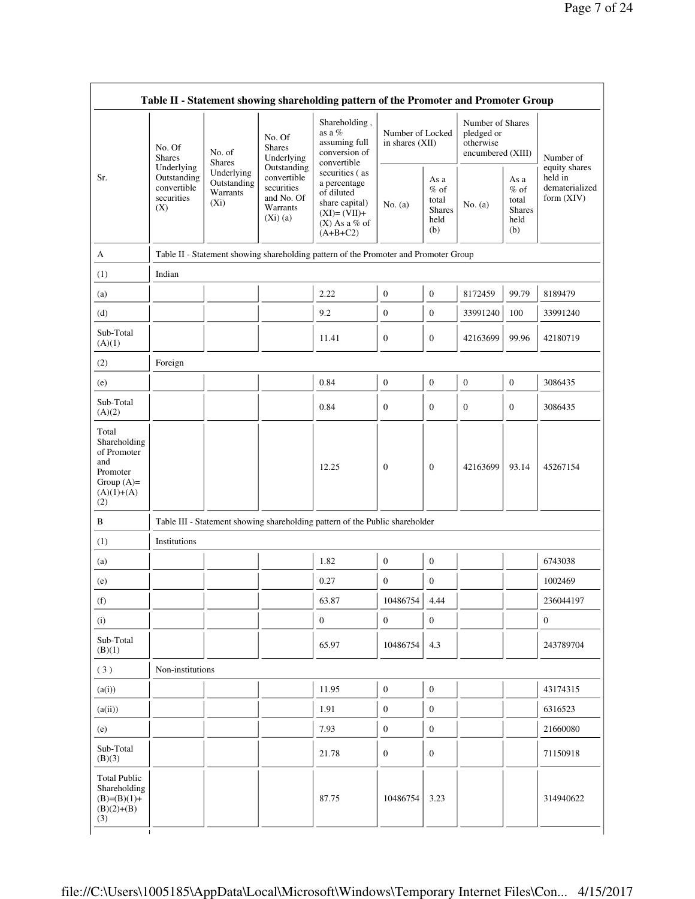## Table II - Statement showing shareholding pattern of the Promoter and Promoter Group

| Sr. | No. Of Shares Underlying Outstanding convertible securities (X) | No. of Shares Underlying Outstanding Warrants (Xi) | No. Of Shares Underlying Outstanding convertible securities and No. Of Warrants (Xi) (a) | Shareholding , as a % assuming full conversion of convertible securities ( as a percentage of diluted share capital) (XI)= (VII)+(X) As a % of (A+B+C2) | Number of Locked in shares (XII) | | Number of Shares pledged or otherwise encumbered (XIII) | | Number of equity shares held in dematerialized form (XIV) |
|---|---|---|---|---|---|---|---|---|---|
| | | | | | No. (a) | As a % of total Shares held (b) | No. (a) | As a % of total Shares held (b) | |
| A | Table II - Statement showing shareholding pattern of the Promoter and Promoter Group | | | | | | | | |
| (1) | Indian | | | | | | | | |
| (a) | | | | 2.22 | 0 | 0 | 8172459 | 99.79 | 8189479 |
| (d) | | | | 9.2 | 0 | 0 | 33991240 | 100 | 33991240 |
| Sub-Total (A)(1) | | | | 11.41 | 0 | 0 | 42163699 | 99.96 | 42180719 |
| (2) | Foreign | | | | | | | | |
| (e) | | | | 0.84 | 0 | 0 | 0 | 0 | 3086435 |
| Sub-Total (A)(2) | | | | 0.84 | 0 | 0 | 0 | 0 | 3086435 |
| Total Shareholding of Promoter and Promoter Group (A)=(A)(1)+(A)(2) | | | | 12.25 | 0 | 0 | 42163699 | 93.14 | 45267154 |
| B | Table III - Statement showing shareholding pattern of the Public shareholder | | | | | | | | |
| (1) | Institutions | | | | | | | | |
| (a) | | | | 1.82 | 0 | 0 | | | 6743038 |
| (e) | | | | 0.27 | 0 | 0 | | | 1002469 |
| (f) | | | | 63.87 | 10486754 | 4.44 | | | 236044197 |
| (i) | | | | 0 | 0 | 0 | | | 0 |
| Sub-Total (B)(1) | | | | 65.97 | 10486754 | 4.3 | | | 243789704 |
| ( 3 ) | Non-institutions | | | | | | | | |
| (a(i)) | | | | 11.95 | 0 | 0 | | | 43174315 |
| (a(ii)) | | | | 1.91 | 0 | 0 | | | 6316523 |
| (e) | | | | 7.93 | 0 | 0 | | | 21660080 |
| Sub-Total (B)(3) | | | | 21.78 | 0 | 0 | | | 71150918 |
| Total Public Shareholding (B)=(B)(1)+(B)(2)+(B)(3) | | | | 87.75 | 10486754 | 3.23 | | | 314940622 |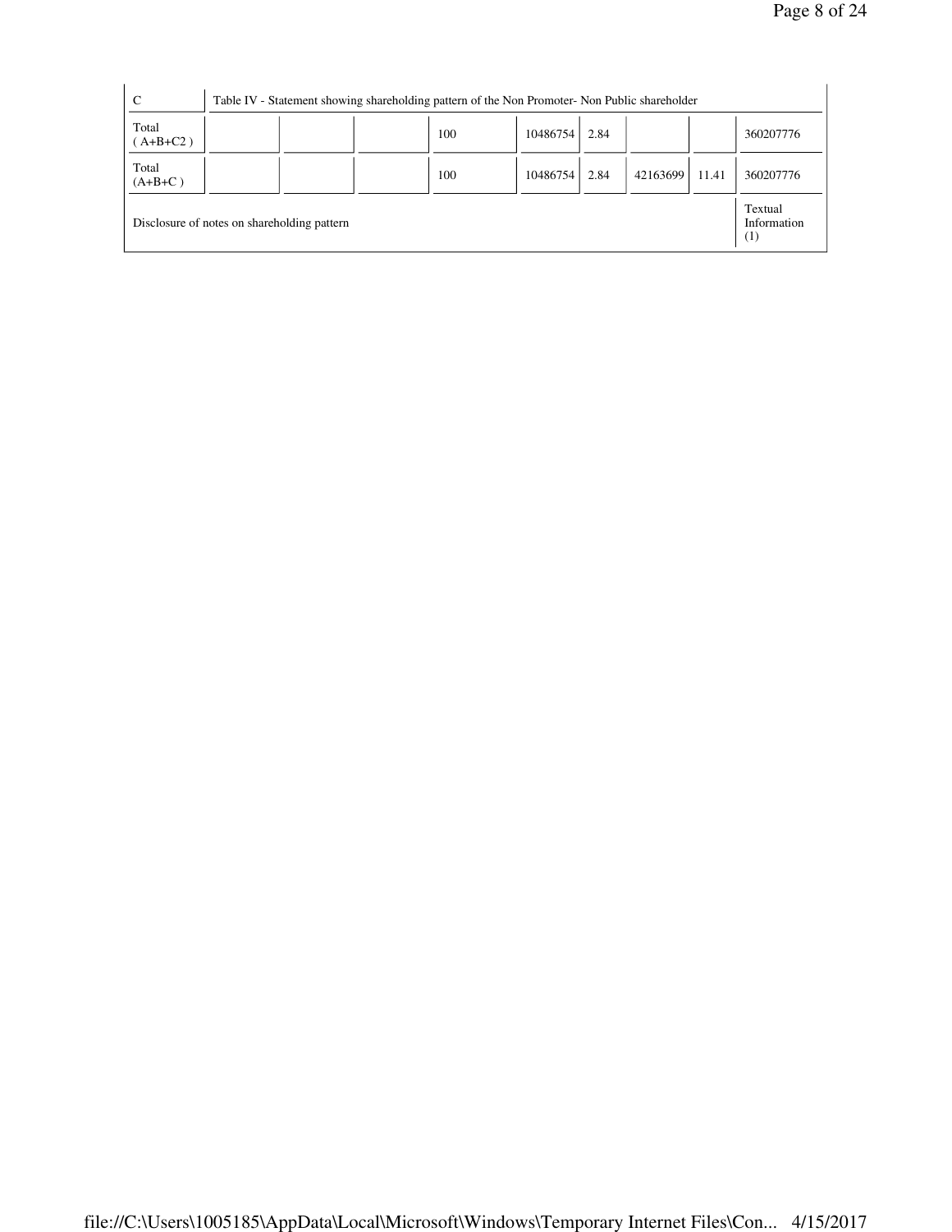| C | Table IV - Statement showing shareholding pattern of the Non Promoter- Non Public shareholder | | | | | | | | |
|---|---|---|---|---|---|---|---|---|---|
| Total ( A+B+C2 ) | | | | 100 | 10486754 | 2.84 | | | 360207776 |
| Total (A+B+C ) | | | | 100 | 10486754 | 2.84 | 42163699 | 11.41 | 360207776 |
| Disclosure of notes on shareholding pattern | | | | | | | | | Textual Information (1) |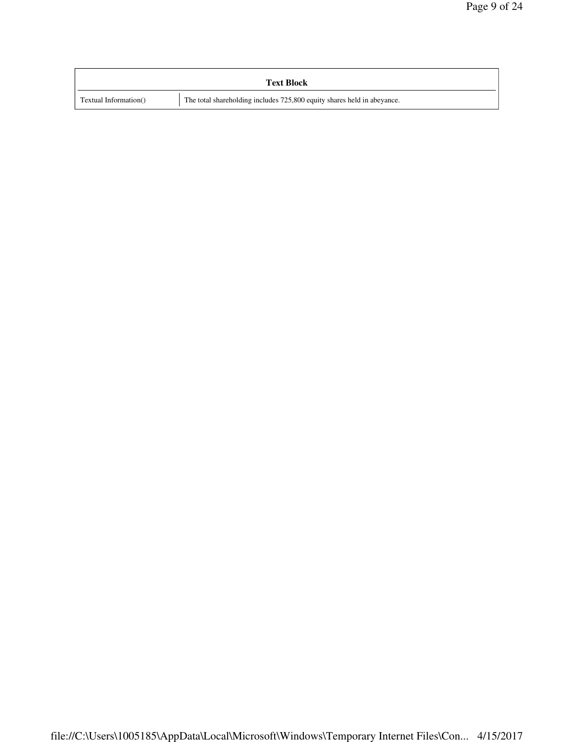| Text Block | |
|---|---|
| Textual Information() | The total shareholding includes 725,800 equity shares held in abeyance. |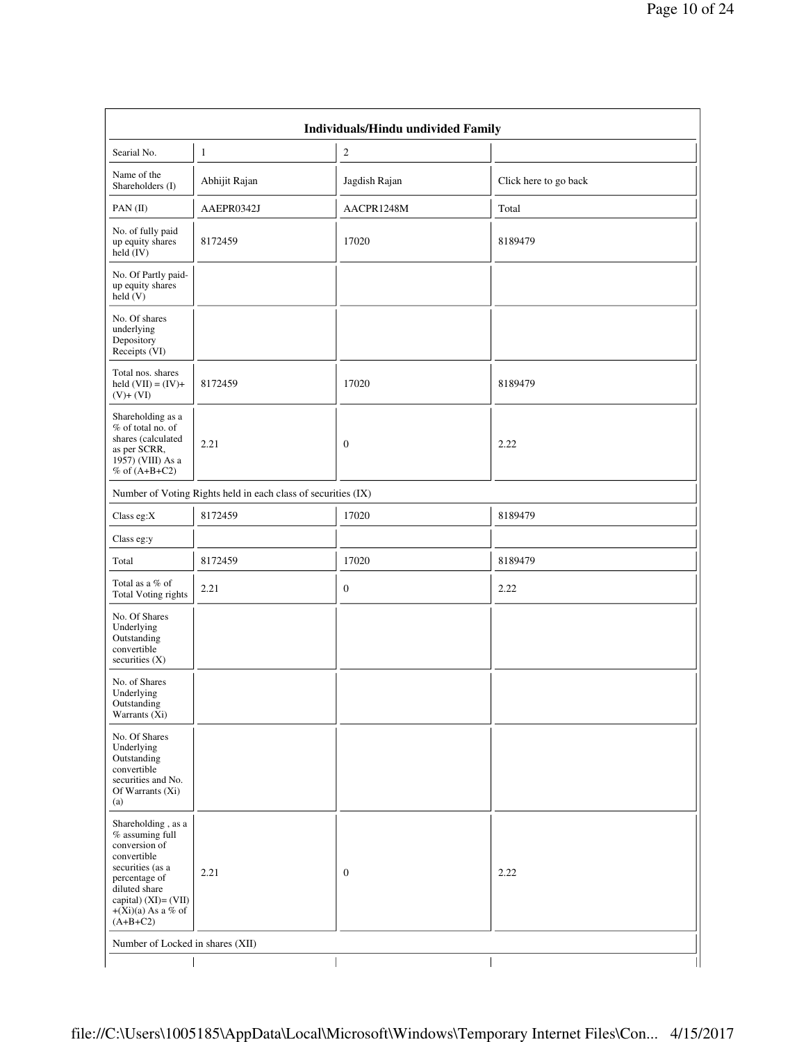| Individuals/Hindu undivided Family | | | |
|---|---|---|---|
| Searial No. | 1 | 2 | |
| Name of the Shareholders (I) | Abhijit Rajan | Jagdish Rajan | Click here to go back |
| PAN (II) | AAEPR0342J | AACPR1248M | Total |
| No. of fully paid up equity shares held (IV) | 8172459 | 17020 | 8189479 |
| No. Of Partly paid-up equity shares held (V) | | | |
| No. Of shares underlying Depository Receipts (VI) | | | |
| Total nos. shares held (VII) = (IV)+ (V)+ (VI) | 8172459 | 17020 | 8189479 |
| Shareholding as a % of total no. of shares (calculated as per SCRR, 1957) (VIII) As a % of (A+B+C2) | 2.21 | 0 | 2.22 |
| Number of Voting Rights held in each class of securities (IX) | | | |
| Class eg:X | 8172459 | 17020 | 8189479 |
| Class eg:y | | | |
| Total | 8172459 | 17020 | 8189479 |
| Total as a % of Total Voting rights | 2.21 | 0 | 2.22 |
| No. Of Shares Underlying Outstanding convertible securities (X) | | | |
| No. of Shares Underlying Outstanding Warrants (Xi) | | | |
| No. Of Shares Underlying Outstanding convertible securities and No. Of Warrants (Xi) (a) | | | |
| Shareholding , as a % assuming full conversion of convertible securities (as a percentage of diluted share capital) (XI)= (VII) +(Xi)(a) As a % of (A+B+C2) | 2.21 | 0 | 2.22 |
| Number of Locked in shares (XII) | | | |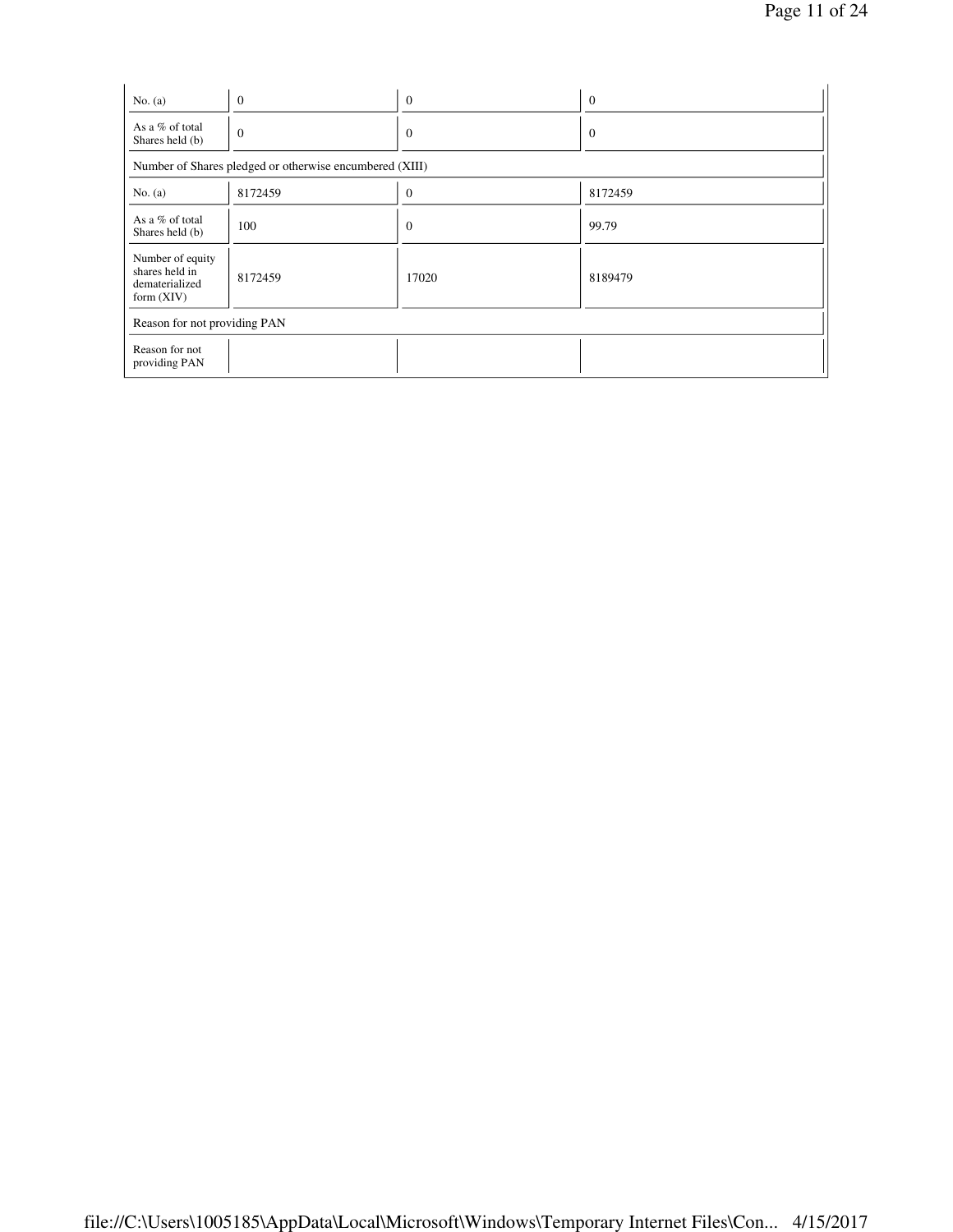| | | | |
|---|---|---|---|
| No. (a) | 0 | 0 | 0 |
| As a % of total Shares held (b) | 0 | 0 | 0 |
| Number of Shares pledged or otherwise encumbered (XIII) | | | |
| No. (a) | 8172459 | 0 | 8172459 |
| As a % of total Shares held (b) | 100 | 0 | 99.79 |
| Number of equity shares held in dematerialized form (XIV) | 8172459 | 17020 | 8189479 |
| Reason for not providing PAN | | | |
| Reason for not providing PAN | | | |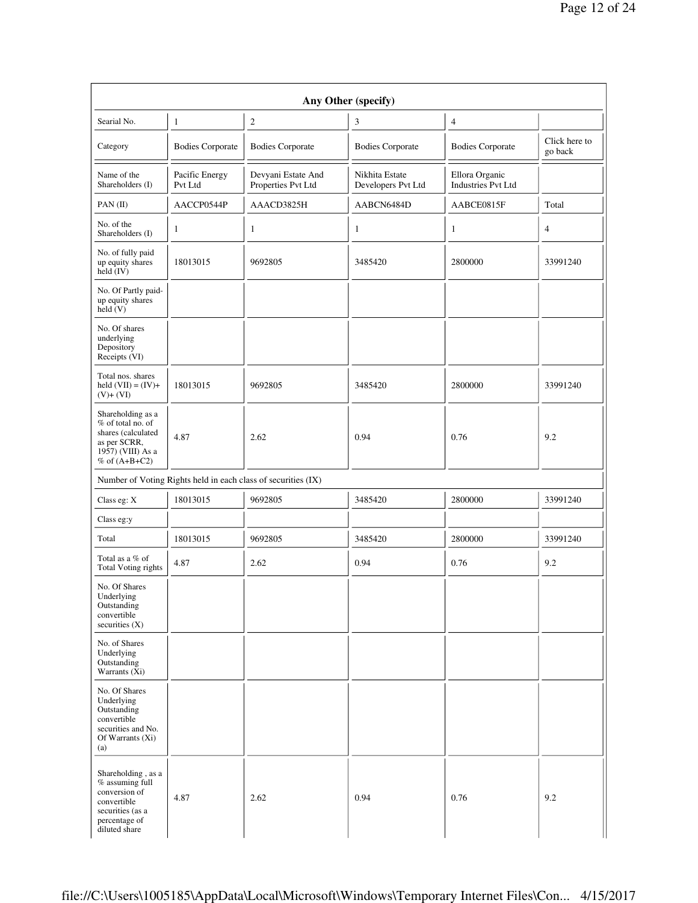| Any Other (specify) | | | | | |
|---|---|---|---|---|---|
| Searial No. | 1 | 2 | 3 | 4 | |
| Category | Bodies Corporate | Bodies Corporate | Bodies Corporate | Bodies Corporate | Click here to go back |
| Name of the Shareholders (I) | Pacific Energy Pvt Ltd | Devyani Estate And Properties Pvt Ltd | Nikhita Estate Developers Pvt Ltd | Ellora Organic Industries Pvt Ltd | |
| PAN (II) | AACCP0544P | AAACD3825H | AABCN6484D | AABCE0815F | Total |
| No. of the Shareholders (I) | 1 | 1 | 1 | 1 | 4 |
| No. of fully paid up equity shares held (IV) | 18013015 | 9692805 | 3485420 | 2800000 | 33991240 |
| No. Of Partly paid-up equity shares held (V) | | | | | |
| No. Of shares underlying Depository Receipts (VI) | | | | | |
| Total nos. shares held (VII) = (IV)+ (V)+ (VI) | 18013015 | 9692805 | 3485420 | 2800000 | 33991240 |
| Shareholding as a % of total no. of shares (calculated as per SCRR, 1957) (VIII) As a % of (A+B+C2) | 4.87 | 2.62 | 0.94 | 0.76 | 9.2 |
| Number of Voting Rights held in each class of securities (IX) | | | | | |
| Class eg: X | 18013015 | 9692805 | 3485420 | 2800000 | 33991240 |
| Class eg:y | | | | | |
| Total | 18013015 | 9692805 | 3485420 | 2800000 | 33991240 |
| Total as a % of Total Voting rights | 4.87 | 2.62 | 0.94 | 0.76 | 9.2 |
| No. Of Shares Underlying Outstanding convertible securities (X) | | | | | |
| No. of Shares Underlying Outstanding Warrants (Xi) | | | | | |
| No. Of Shares Underlying Outstanding convertible securities and No. Of Warrants (Xi) (a) | | | | | |
| Shareholding , as a % assuming full conversion of convertible securities (as a percentage of diluted share | 4.87 | 2.62 | 0.94 | 0.76 | 9.2 |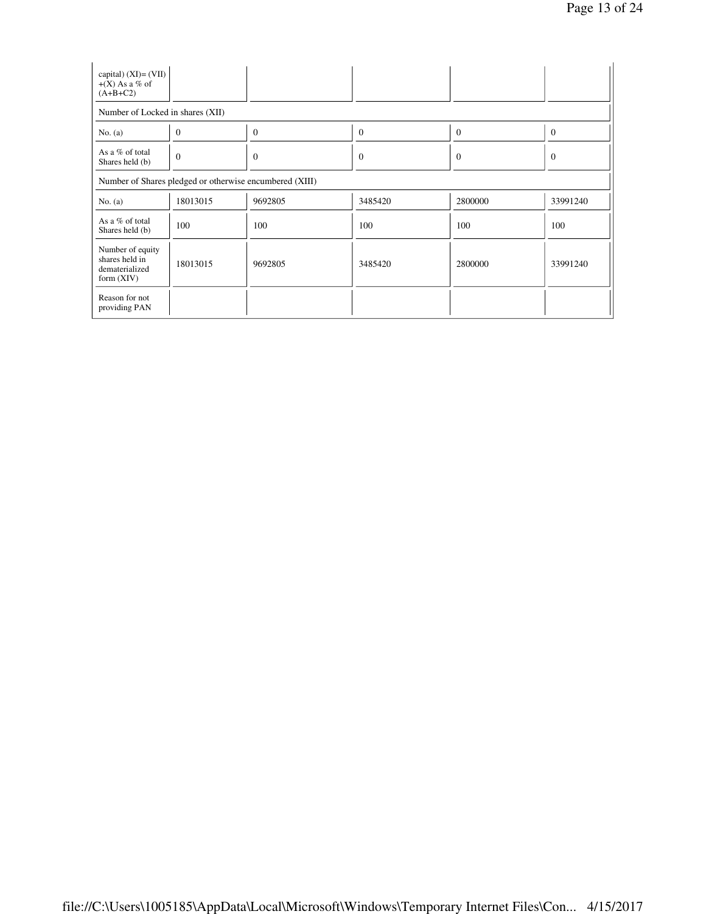| | | | | | |
|---|---|---|---|---|---|
| capital) (XI)= (VII) +(X) As a % of (A+B+C2) | | | | | |
| Number of Locked in shares (XII) | | | | | |
| No. (a) | 0 | 0 | 0 | 0 | 0 |
| As a % of total Shares held (b) | 0 | 0 | 0 | 0 | 0 |
| Number of Shares pledged or otherwise encumbered (XIII) | | | | | |
| No. (a) | 18013015 | 9692805 | 3485420 | 2800000 | 33991240 |
| As a % of total Shares held (b) | 100 | 100 | 100 | 100 | 100 |
| Number of equity shares held in dematerialized form (XIV) | 18013015 | 9692805 | 3485420 | 2800000 | 33991240 |
| Reason for not providing PAN | | | | | |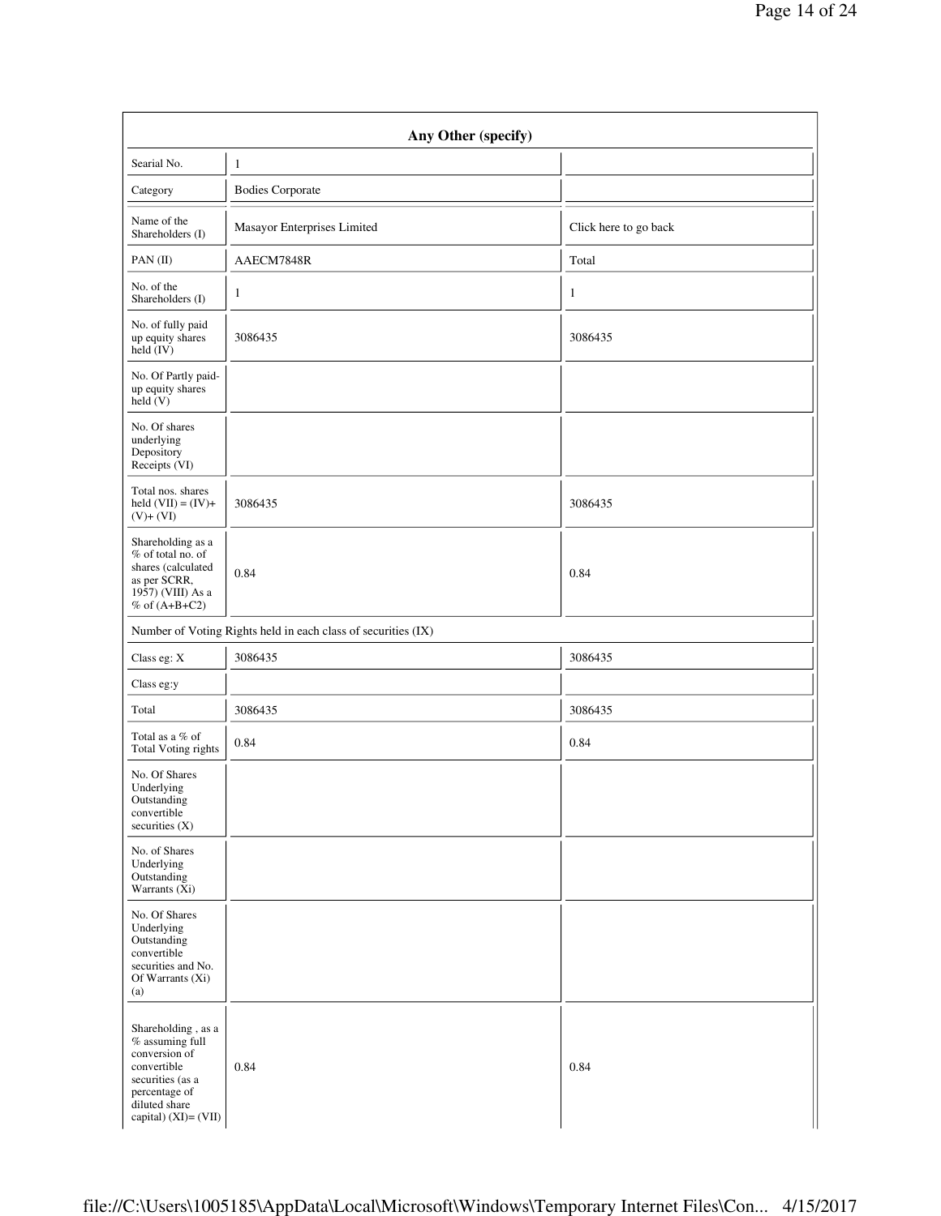| Any Other (specify) | | |
|---|---|---|
| Searial No. | 1 | |
| Category | Bodies Corporate | |
| Name of the Shareholders (I) | Masayor Enterprises Limited | Click here to go back |
| PAN (II) | AAECM7848R | Total |
| No. of the Shareholders (I) | 1 | 1 |
| No. of fully paid up equity shares held (IV) | 3086435 | 3086435 |
| No. Of Partly paid-up equity shares held (V) | | |
| No. Of shares underlying Depository Receipts (VI) | | |
| Total nos. shares held (VII) = (IV)+ (V)+ (VI) | 3086435 | 3086435 |
| Shareholding as a % of total no. of shares (calculated as per SCRR, 1957) (VIII) As a % of (A+B+C2) | 0.84 | 0.84 |
| Number of Voting Rights held in each class of securities (IX) | | |
| Class eg: X | 3086435 | 3086435 |
| Class eg:y | | |
| Total | 3086435 | 3086435 |
| Total as a % of Total Voting rights | 0.84 | 0.84 |
| No. Of Shares Underlying Outstanding convertible securities (X) | | |
| No. of Shares Underlying Outstanding Warrants (Xi) | | |
| No. Of Shares Underlying Outstanding convertible securities and No. Of Warrants (Xi) (a) | | |
| Shareholding , as a % assuming full conversion of convertible securities (as a percentage of diluted share capital) (XI)= (VII) | 0.84 | 0.84 |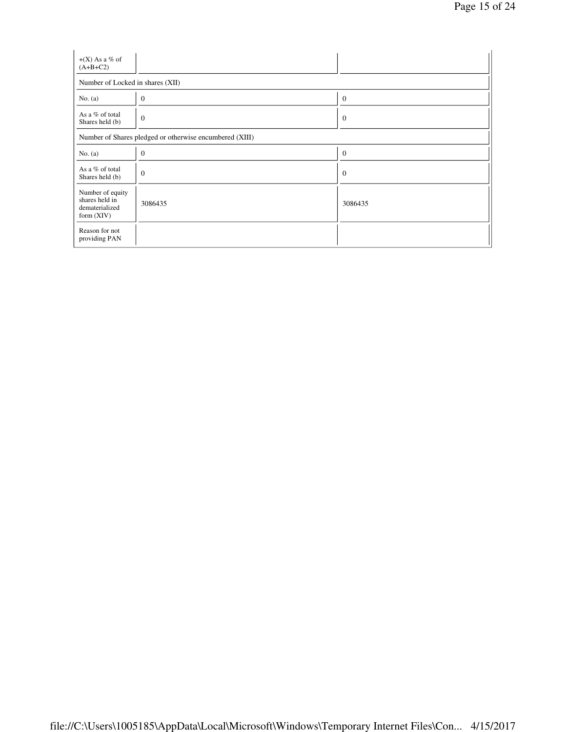| | | |
|---|---|---|
| +(X) As a % of (A+B+C2) | | |
| Number of Locked in shares (XII) | | |
| No. (a) | 0 | 0 |
| As a % of total Shares held (b) | 0 | 0 |
| Number of Shares pledged or otherwise encumbered (XIII) | | |
| No. (a) | 0 | 0 |
| As a % of total Shares held (b) | 0 | 0 |
| Number of equity shares held in dematerialized form (XIV) | 3086435 | 3086435 |
| Reason for not providing PAN | | |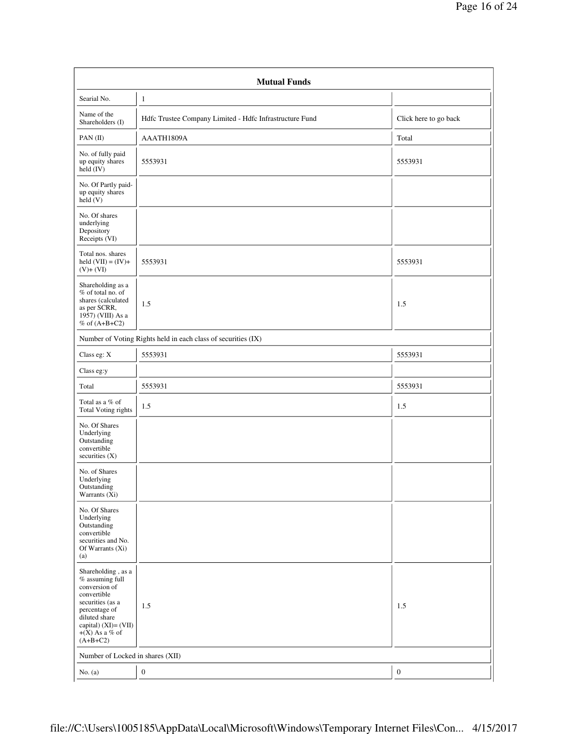| Mutual Funds | | |
|---|---|---|
| Searial No. | 1 | |
| Name of the Shareholders (I) | Hdfc Trustee Company Limited - Hdfc Infrastructure Fund | Click here to go back |
| PAN (II) | AAATH1809A | Total |
| No. of fully paid up equity shares held (IV) | 5553931 | 5553931 |
| No. Of Partly paid-up equity shares held (V) | | |
| No. Of shares underlying Depository Receipts (VI) | | |
| Total nos. shares held (VII) = (IV)+(V)+ (VI) | 5553931 | 5553931 |
| Shareholding as a % of total no. of shares (calculated as per SCRR, 1957) (VIII) As a % of (A+B+C2) | 1.5 | 1.5 |
| Number of Voting Rights held in each class of securities (IX) | | |
| Class eg: X | 5553931 | 5553931 |
| Class eg:y | | |
| Total | 5553931 | 5553931 |
| Total as a % of Total Voting rights | 1.5 | 1.5 |
| No. Of Shares Underlying Outstanding convertible securities (X) | | |
| No. of Shares Underlying Outstanding Warrants (Xi) | | |
| No. Of Shares Underlying Outstanding convertible securities and No. Of Warrants (Xi) (a) | | |
| Shareholding , as a % assuming full conversion of convertible securities (as a percentage of diluted share capital) (XI)= (VII)+(X) As a % of (A+B+C2) | 1.5 | 1.5 |
| Number of Locked in shares (XII) | | |
| No. (a) | 0 | 0 |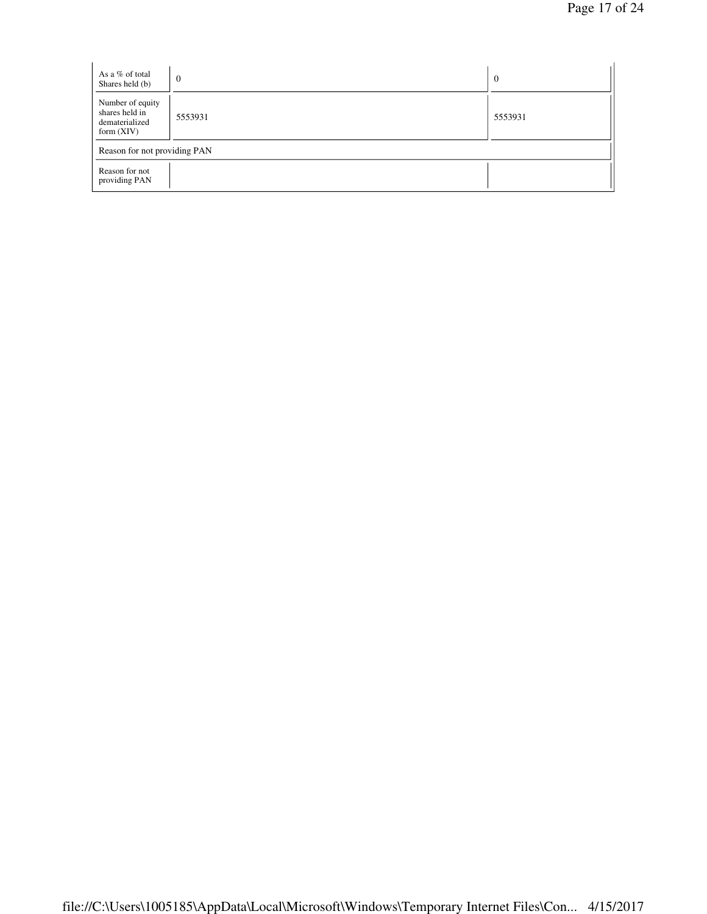| As a % of total Shares held (b) | 0 | 0 |
|---|---|---|
| Number of equity shares held in dematerialized form (XIV) | 5553931 | 5553931 |
| Reason for not providing PAN | | |
| Reason for not providing PAN | | |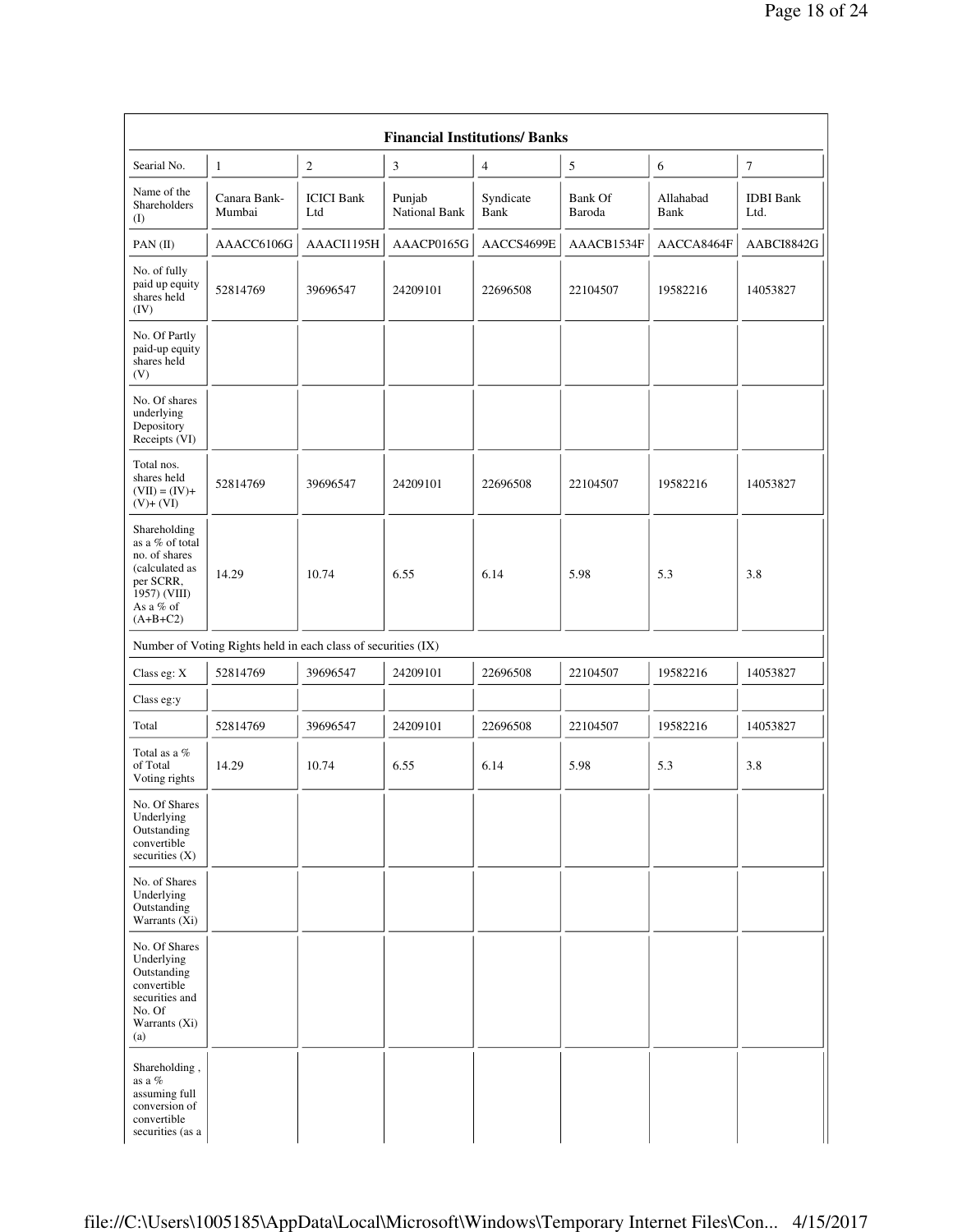| Financial Institutions/ Banks | | | | | | | |
|---|---|---|---|---|---|---|---|
| Searial No. | 1 | 2 | 3 | 4 | 5 | 6 | 7 |
| Name of the Shareholders (I) | Canara Bank-Mumbai | ICICI Bank Ltd | Punjab National Bank | Syndicate Bank | Bank Of Baroda | Allahabad Bank | IDBI Bank Ltd. |
| PAN (II) | AAACC6106G | AAACI1195H | AAACP0165G | AACCS4699E | AAACB1534F | AACCA8464F | AABCI8842G |
| No. of fully paid up equity shares held (IV) | 52814769 | 39696547 | 24209101 | 22696508 | 22104507 | 19582216 | 14053827 |
| No. Of Partly paid-up equity shares held (V) | | | | | | | |
| No. Of shares underlying Depository Receipts (VI) | | | | | | | |
| Total nos. shares held (VII) = (IV)+ (V)+ (VI) | 52814769 | 39696547 | 24209101 | 22696508 | 22104507 | 19582216 | 14053827 |
| Shareholding as a % of total no. of shares (calculated as per SCRR, 1957) (VIII) As a % of (A+B+C2) | 14.29 | 10.74 | 6.55 | 6.14 | 5.98 | 5.3 | 3.8 |
| Number of Voting Rights held in each class of securities (IX) | | | | | | | |
| Class eg: X | 52814769 | 39696547 | 24209101 | 22696508 | 22104507 | 19582216 | 14053827 |
| Class eg:y | | | | | | | |
| Total | 52814769 | 39696547 | 24209101 | 22696508 | 22104507 | 19582216 | 14053827 |
| Total as a % of Total Voting rights | 14.29 | 10.74 | 6.55 | 6.14 | 5.98 | 5.3 | 3.8 |
| No. Of Shares Underlying Outstanding convertible securities (X) | | | | | | | |
| No. of Shares Underlying Outstanding Warrants (Xi) | | | | | | | |
| No. Of Shares Underlying Outstanding convertible securities and No. Of Warrants (Xi) (a) | | | | | | | |
| Shareholding , as a % assuming full conversion of convertible securities (as a | | | | | | | |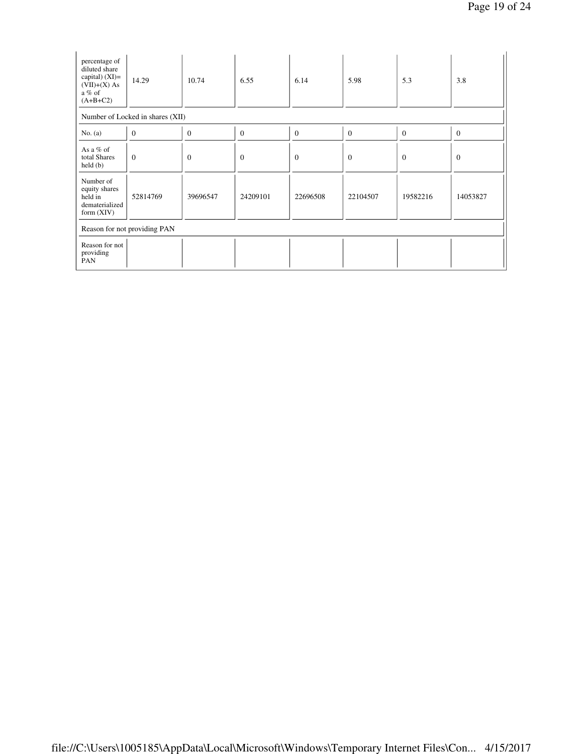| percentage of diluted share capital) (XI)= (VII)+(X) As a % of (A+B+C2) | 14.29 | 10.74 | 6.55 | 6.14 | 5.98 | 5.3 | 3.8 |
|---|---|---|---|---|---|---|---|
| Number of Locked in shares (XII) | | | | | | | |
| No. (a) | 0 | 0 | 0 | 0 | 0 | 0 | 0 |
| As a % of total Shares held (b) | 0 | 0 | 0 | 0 | 0 | 0 | 0 |
| Number of equity shares held in dematerialized form (XIV) | 52814769 | 39696547 | 24209101 | 22696508 | 22104507 | 19582216 | 14053827 |
| Reason for not providing PAN | | | | | | | |
| Reason for not providing PAN | | | | | | | |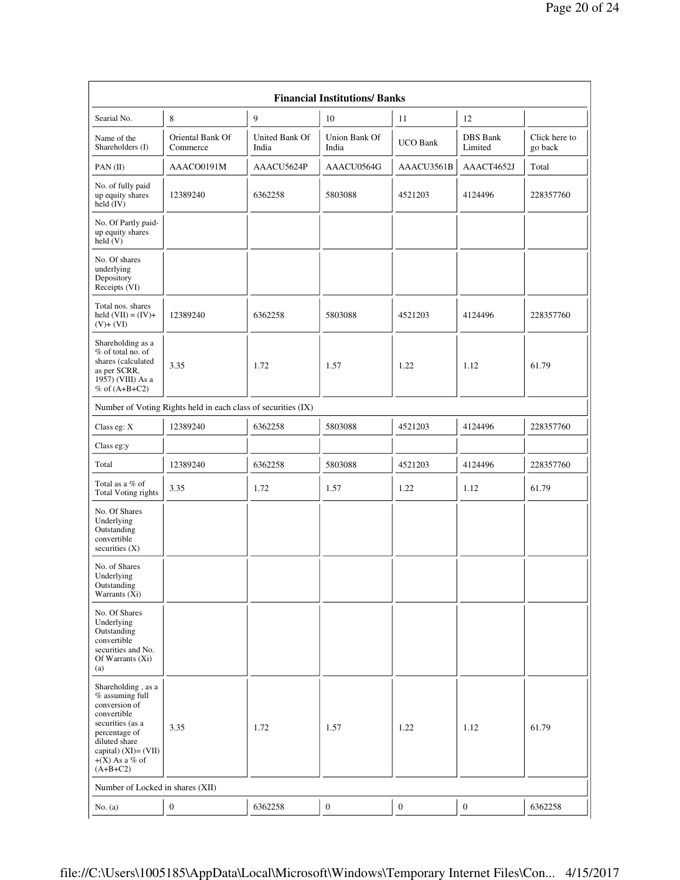| Financial Institutions/ Banks | | | | | | |
|---|---|---|---|---|---|---|
| Searial No. | 8 | 9 | 10 | 11 | 12 | |
| Name of the Shareholders (I) | Oriental Bank Of Commerce | United Bank Of India | Union Bank Of India | UCO Bank | DBS Bank Limited | Click here to go back |
| PAN (II) | AAACO0191M | AAACU5624P | AAACU0564G | AAACU3561B | AAACT4652J | Total |
| No. of fully paid up equity shares held (IV) | 12389240 | 6362258 | 5803088 | 4521203 | 4124496 | 228357760 |
| No. Of Partly paid-up equity shares held (V) | | | | | | |
| No. Of shares underlying Depository Receipts (VI) | | | | | | |
| Total nos. shares held (VII) = (IV)+ (V)+ (VI) | 12389240 | 6362258 | 5803088 | 4521203 | 4124496 | 228357760 |
| Shareholding as a % of total no. of shares (calculated as per SCRR, 1957) (VIII) As a % of (A+B+C2) | 3.35 | 1.72 | 1.57 | 1.22 | 1.12 | 61.79 |
| Number of Voting Rights held in each class of securities (IX) | | | | | | |
| Class eg: X | 12389240 | 6362258 | 5803088 | 4521203 | 4124496 | 228357760 |
| Class eg:y | | | | | | |
| Total | 12389240 | 6362258 | 5803088 | 4521203 | 4124496 | 228357760 |
| Total as a % of Total Voting rights | 3.35 | 1.72 | 1.57 | 1.22 | 1.12 | 61.79 |
| No. Of Shares Underlying Outstanding convertible securities (X) | | | | | | |
| No. of Shares Underlying Outstanding Warrants (Xi) | | | | | | |
| No. Of Shares Underlying Outstanding convertible securities and No. Of Warrants (Xi) (a) | | | | | | |
| Shareholding , as a % assuming full conversion of convertible securities (as a percentage of diluted share capital) (XI)= (VII) +(X) As a % of (A+B+C2) | 3.35 | 1.72 | 1.57 | 1.22 | 1.12 | 61.79 |
| Number of Locked in shares (XII) | | | | | | |
| No. (a) | 0 | 6362258 | 0 | 0 | 0 | 6362258 |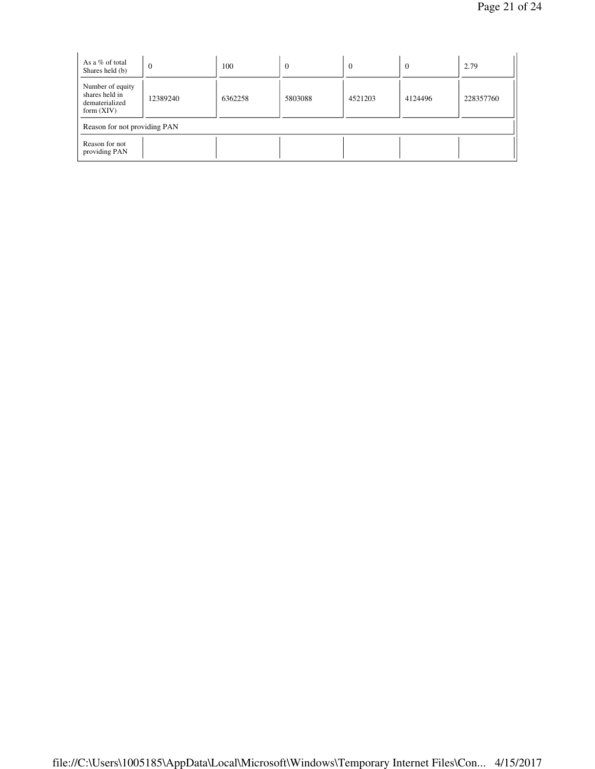| | | | | | | |
|---|---|---|---|---|---|---|
| As a % of total Shares held (b) | 0 | 100 | 0 | 0 | 0 | 2.79 |
| Number of equity shares held in dematerialized form (XIV) | 12389240 | 6362258 | 5803088 | 4521203 | 4124496 | 228357760 |
| Reason for not providing PAN | | | | | | |
| Reason for not providing PAN | | | | | | |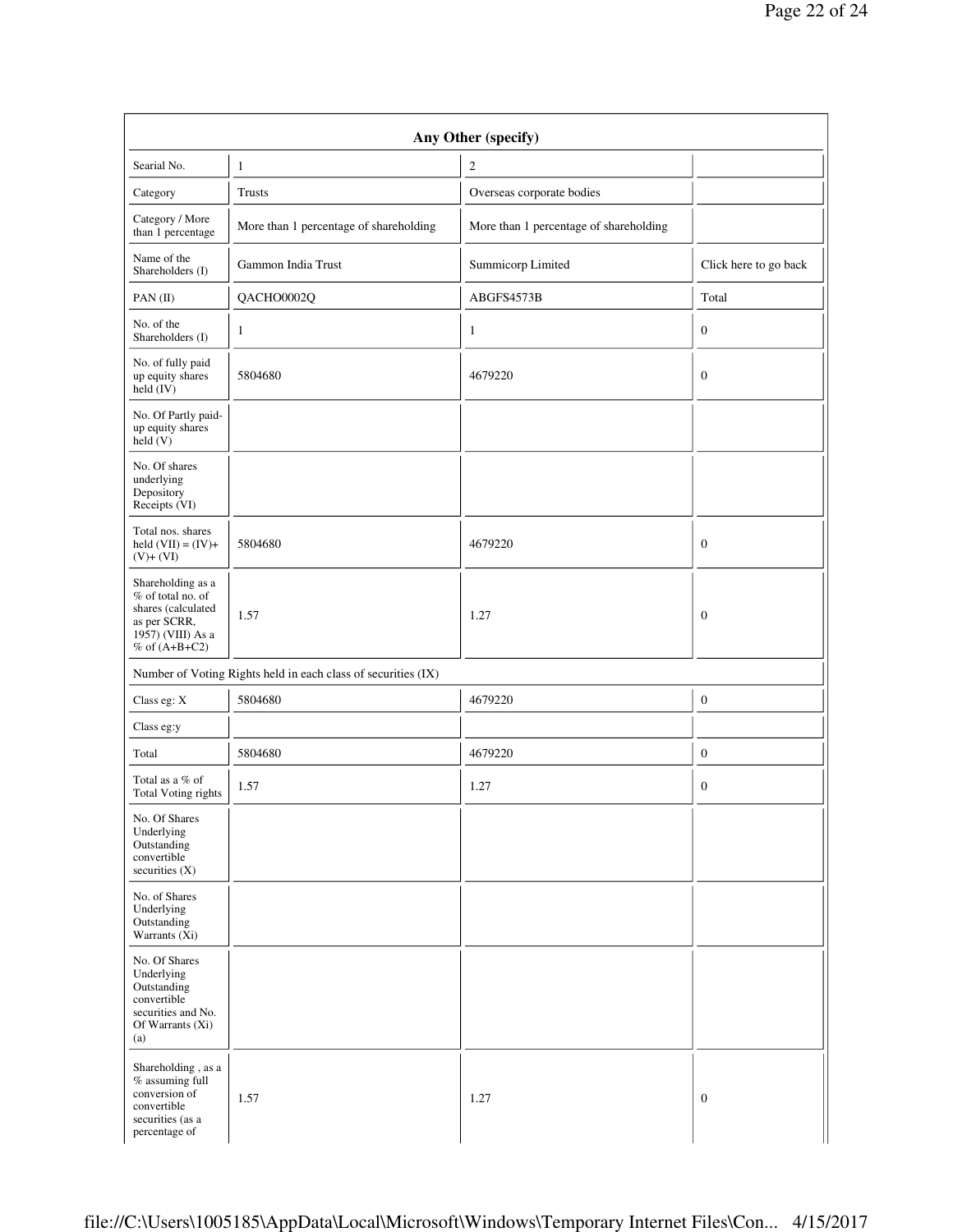| Any Other (specify) | | | |
|---|---|---|---|
| Searial No. | 1 | 2 | |
| Category | Trusts | Overseas corporate bodies | |
| Category / More than 1 percentage | More than 1 percentage of shareholding | More than 1 percentage of shareholding | |
| Name of the Shareholders (I) | Gammon India Trust | Summicorp Limited | Click here to go back |
| PAN (II) | QACHO0002Q | ABGFS4573B | Total |
| No. of the Shareholders (I) | 1 | 1 | 0 |
| No. of fully paid up equity shares held (IV) | 5804680 | 4679220 | 0 |
| No. Of Partly paid-up equity shares held (V) | | | |
| No. Of shares underlying Depository Receipts (VI) | | | |
| Total nos. shares held (VII) = (IV)+ (V)+ (VI) | 5804680 | 4679220 | 0 |
| Shareholding as a % of total no. of shares (calculated as per SCRR, 1957) (VIII) As a % of (A+B+C2) | 1.57 | 1.27 | 0 |
| Number of Voting Rights held in each class of securities (IX) | | | |
| Class eg: X | 5804680 | 4679220 | 0 |
| Class eg:y | | | |
| Total | 5804680 | 4679220 | 0 |
| Total as a % of Total Voting rights | 1.57 | 1.27 | 0 |
| No. Of Shares Underlying Outstanding convertible securities (X) | | | |
| No. of Shares Underlying Outstanding Warrants (Xi) | | | |
| No. Of Shares Underlying Outstanding convertible securities and No. Of Warrants (Xi) (a) | | | |
| Shareholding , as a % assuming full conversion of convertible securities (as a percentage of | 1.57 | 1.27 | 0 |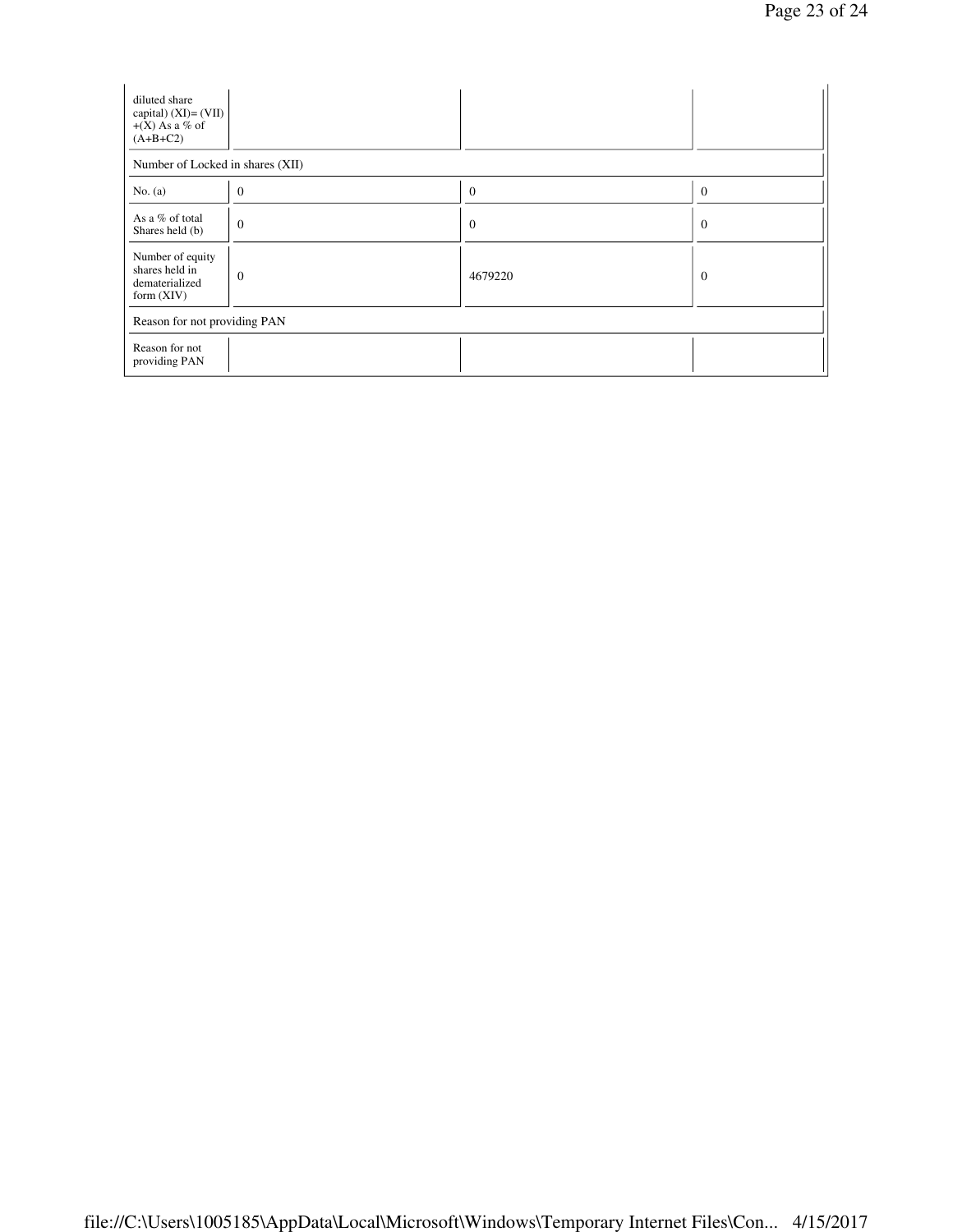| diluted share capital) (XI)= (VII) +(X) As a % of (A+B+C2) | | | |
|---|---|---|---|
| Number of Locked in shares (XII) | | | |
| No. (a) | 0 | 0 | 0 |
| As a % of total Shares held (b) | 0 | 0 | 0 |
| Number of equity shares held in dematerialized form (XIV) | 0 | 4679220 | 0 |
| Reason for not providing PAN | | | |
| Reason for not providing PAN | | | |